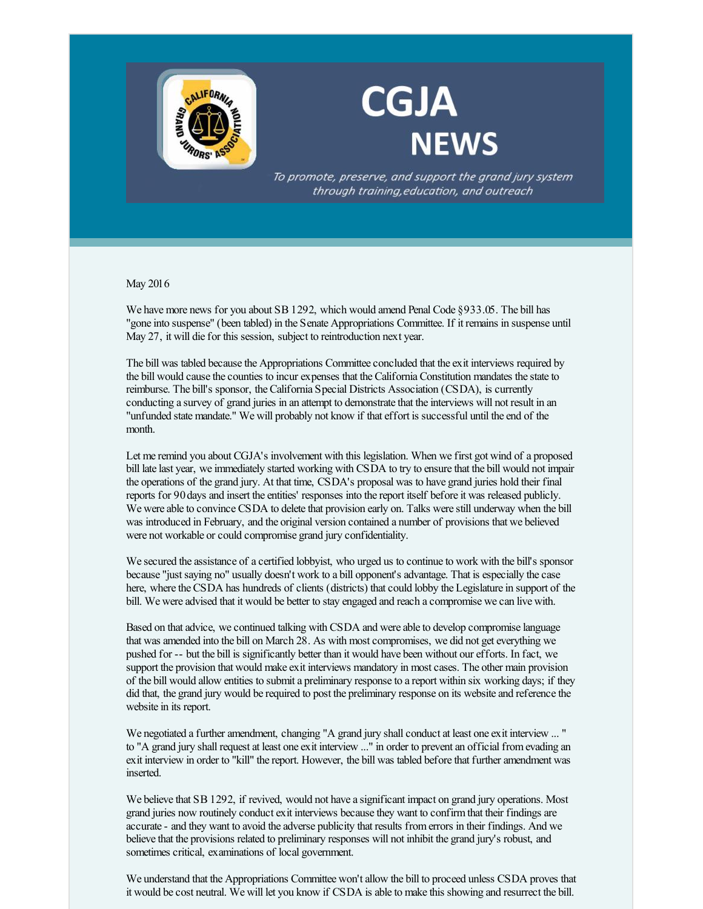# CGJA NEWS

*To promote, preserve, and support the grand jury system through training, education, and outreach*

May 2016

We have more news for you about SB 1292, which would amend Penal Code §933.05. The bill has "gone into suspense" (been tabled) in the Senate Appropriations Committee. If it remains in suspense until May 27, it will die for this session, subject to reintroduction next year.

The bill was tabled because the Appropriations Committee concluded that the exit interviews required by the bill would cause the counties to incur expenses that the California Constitution mandates the state to reimburse. The bill's sponsor, the California Special Districts Association (CSDA), is currently conducting a survey of grand juries in an attempt to demonstrate that the interviews will not result in an "unfunded state mandate." We will probably not know if that effort is successful until the end of the month.

Let me remind you about CGJA's involvement with this legislation. When we first got wind of a proposed bill late last year, we immediately started working with CSDA to try to ensure that the bill would not impair the operations of the grand jury. At that time, CSDA's proposal was to have grand juries hold their final reports for 90 days and insert the entities' responses into the report itself before it was released publicly. We were able to convince CSDA to delete that provision early on. Talks were still underway when the bill was introduced in February, and the original version contained a number of provisions that we believed were not workable or could compromise grand jury confidentiality.

We secured the assistance of a certified lobbyist, who urged us to continue to work with the bill's sponsor because "just saying no" usually doesn't work to a bill opponent's advantage. That is especially the case here, where the CSDA has hundreds of clients (districts) that could lobby the Legislature in support of the bill. We were advised that it would be better to stay engaged and reach a compromise we can live with.

Based on that advice, we continued talking with CSDA and were able to develop compromise language that was amended into the bill on March 28. As with most compromises, we did not get everything we pushed for -- but the bill is significantly better than it would have been without our efforts. In fact, we support the provision that would make exit interviews mandatory in most cases. The other main provision of the bill would allow entities to submit a preliminary response to a report within six working days; if they did that, the grand jury would be required to post the preliminary response on its website and reference the website in its report.

We negotiated a further amendment, changing "A grand jury shall conduct at least one exit interview ... " to "A grand jury shall request at least one exit interview ..." in order to prevent an official from evading an exit interview in order to "kill" the report. However, the bill was tabled before that further amendment was inserted.

We believe that SB 1292, if revived, would not have a significant impact on grand jury operations. Most grand juries now routinely conduct exit interviews because they want to confirm that their findings are accurate - and they want to avoid the adverse publicity that results from errors in their findings. And we believe that the provisions related to preliminary responses will not inhibit the grand jury's robust, and sometimes critical, examinations of local government.

We understand that the Appropriations Committee won't allow the bill to proceed unless CSDA proves that it would be cost neutral. We will let you know if CSDA is able to make this showing and resurrect the bill.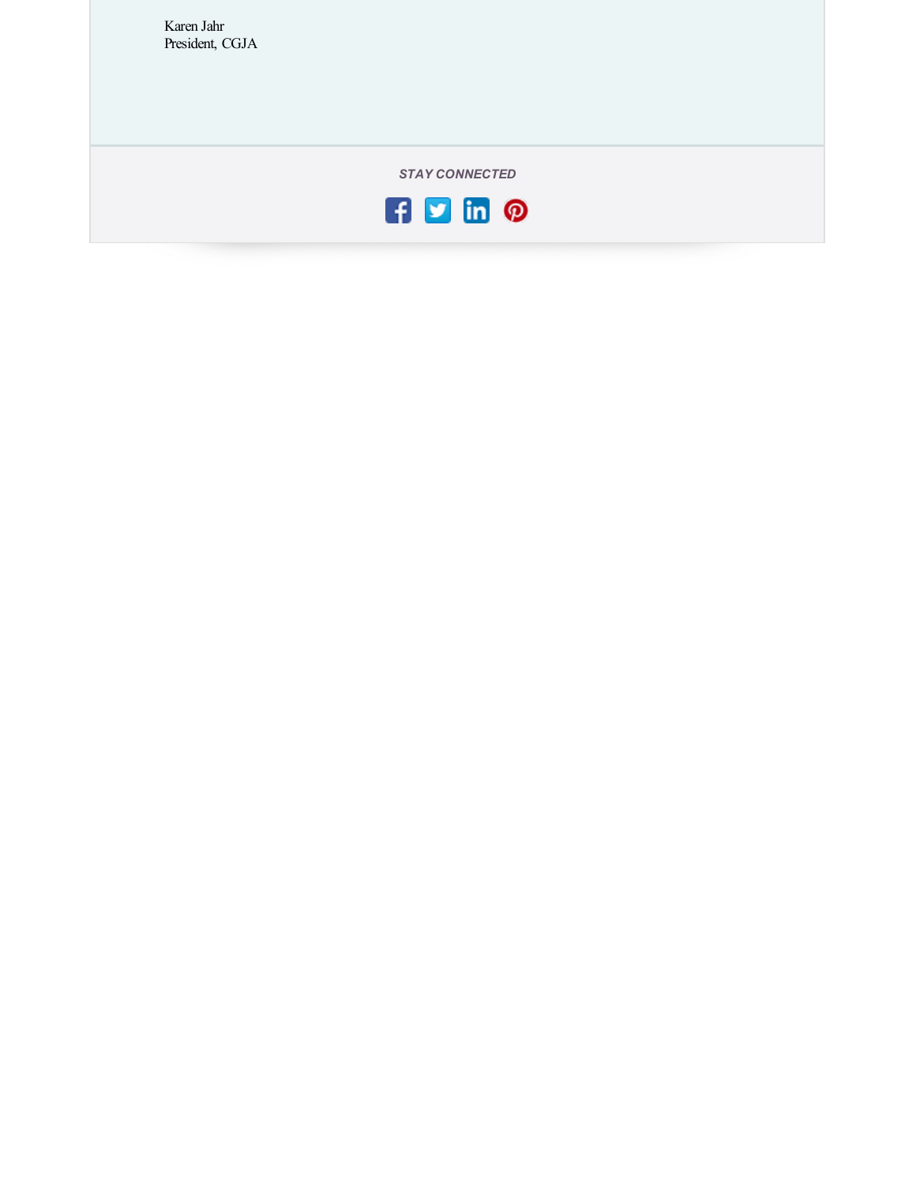Karen Jahr
President, CGJA

*STAY CONNECTED*